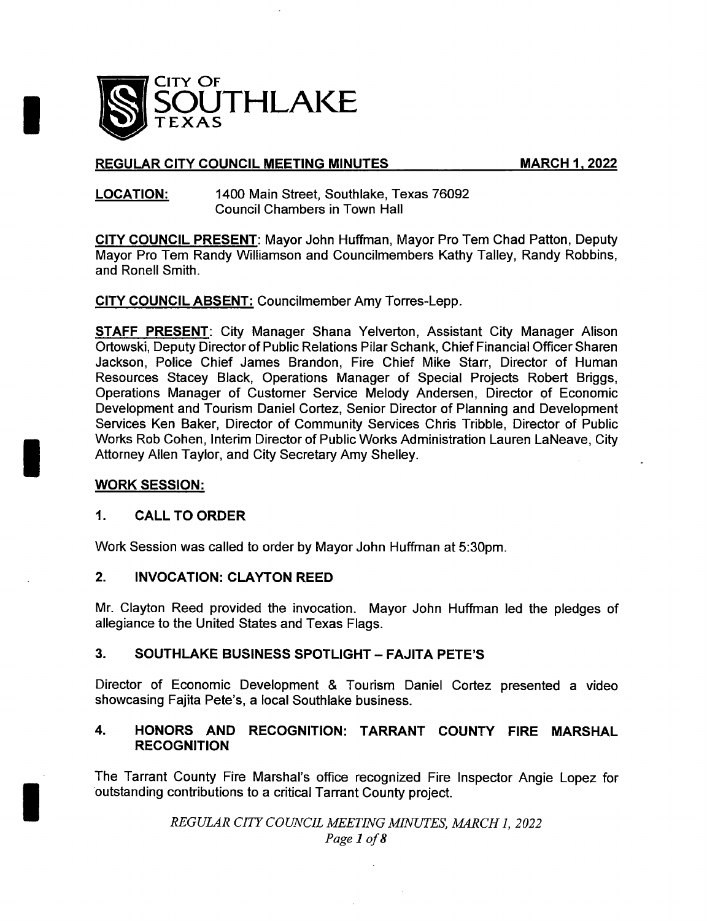CITY OF
SOUTHLAKE
TEXAS

## REGULAR CITY COUNCIL MEETING MINUTES — MARCH 1, 2022

**LOCATION:** 1400 Main Street, Southlake, Texas 76092
Council Chambers in Town Hall

**CITY COUNCIL PRESENT**: Mayor John Huffman, Mayor Pro Tem Chad Patton, Deputy Mayor Pro Tem Randy Williamson and Councilmembers Kathy Talley, Randy Robbins, and Ronell Smith.

**CITY COUNCIL ABSENT:** Councilmember Amy Torres-Lepp.

**STAFF PRESENT**: City Manager Shana Yelverton, Assistant City Manager Alison Ortowski, Deputy Director of Public Relations Pilar Schank, Chief Financial Officer Sharen Jackson, Police Chief James Brandon, Fire Chief Mike Starr, Director of Human Resources Stacey Black, Operations Manager of Special Projects Robert Briggs, Operations Manager of Customer Service Melody Andersen, Director of Economic Development and Tourism Daniel Cortez, Senior Director of Planning and Development Services Ken Baker, Director of Community Services Chris Tribble, Director of Public Works Rob Cohen, Interim Director of Public Works Administration Lauren LaNeave, City Attorney Allen Taylor, and City Secretary Amy Shelley.

### WORK SESSION:

### 1. CALL TO ORDER

Work Session was called to order by Mayor John Huffman at 5:30pm.

### 2. INVOCATION: CLAYTON REED

Mr. Clayton Reed provided the invocation. Mayor John Huffman led the pledges of allegiance to the United States and Texas Flags.

### 3. SOUTHLAKE BUSINESS SPOTLIGHT – FAJITA PETE'S

Director of Economic Development & Tourism Daniel Cortez presented a video showcasing Fajita Pete's, a local Southlake business.

### 4. HONORS AND RECOGNITION: TARRANT COUNTY FIRE MARSHAL RECOGNITION

The Tarrant County Fire Marshal's office recognized Fire Inspector Angie Lopez for outstanding contributions to a critical Tarrant County project.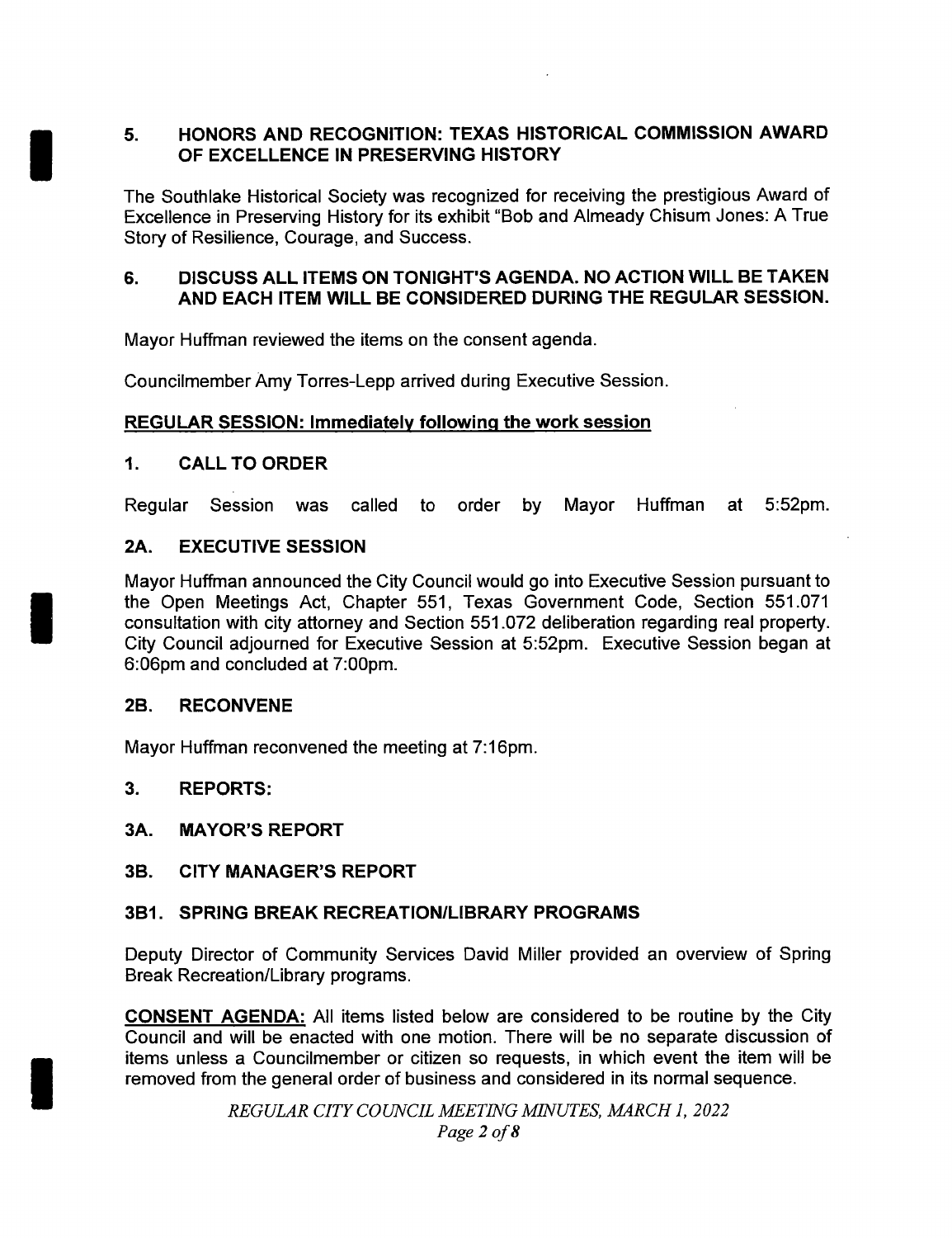## 5. HONORS AND RECOGNITION: TEXAS HISTORICAL COMMISSION AWARD OF EXCELLENCE IN PRESERVING HISTORY

The Southlake Historical Society was recognized for receiving the prestigious Award of Excellence in Preserving History for its exhibit "Bob and Almeady Chisum Jones: A True Story of Resilience, Courage, and Success.

## 6. DISCUSS ALL ITEMS ON TONIGHT'S AGENDA. NO ACTION WILL BE TAKEN AND EACH ITEM WILL BE CONSIDERED DURING THE REGULAR SESSION.

Mayor Huffman reviewed the items on the consent agenda.

Councilmember Amy Torres-Lepp arrived during Executive Session.

**REGULAR SESSION: Immediately following the work session**

## 1. CALL TO ORDER

Regular Session was called to order by Mayor Huffman at 5:52pm.

## 2A. EXECUTIVE SESSION

Mayor Huffman announced the City Council would go into Executive Session pursuant to the Open Meetings Act, Chapter 551, Texas Government Code, Section 551.071 consultation with city attorney and Section 551.072 deliberation regarding real property. City Council adjourned for Executive Session at 5:52pm. Executive Session began at 6:06pm and concluded at 7:00pm.

## 2B. RECONVENE

Mayor Huffman reconvened the meeting at 7:16pm.

## 3. REPORTS:

## 3A. MAYOR'S REPORT

## 3B. CITY MANAGER'S REPORT

## 3B1. SPRING BREAK RECREATION/LIBRARY PROGRAMS

Deputy Director of Community Services David Miller provided an overview of Spring Break Recreation/Library programs.

**CONSENT AGENDA:** All items listed below are considered to be routine by the City Council and will be enacted with one motion. There will be no separate discussion of items unless a Councilmember or citizen so requests, in which event the item will be removed from the general order of business and considered in its normal sequence.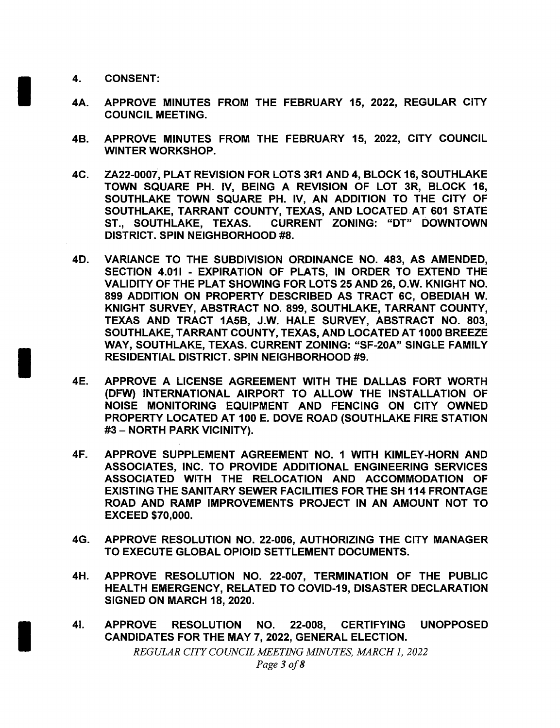**4. CONSENT:**

**4A. APPROVE MINUTES FROM THE FEBRUARY 15, 2022, REGULAR CITY COUNCIL MEETING.**

**4B. APPROVE MINUTES FROM THE FEBRUARY 15, 2022, CITY COUNCIL WINTER WORKSHOP.**

**4C. ZA22-0007, PLAT REVISION FOR LOTS 3R1 AND 4, BLOCK 16, SOUTHLAKE TOWN SQUARE PH. IV, BEING A REVISION OF LOT 3R, BLOCK 16, SOUTHLAKE TOWN SQUARE PH. IV, AN ADDITION TO THE CITY OF SOUTHLAKE, TARRANT COUNTY, TEXAS, AND LOCATED AT 601 STATE ST., SOUTHLAKE, TEXAS. CURRENT ZONING: "DT" DOWNTOWN DISTRICT. SPIN NEIGHBORHOOD #8.**

**4D. VARIANCE TO THE SUBDIVISION ORDINANCE NO. 483, AS AMENDED, SECTION 4.01I - EXPIRATION OF PLATS, IN ORDER TO EXTEND THE VALIDITY OF THE PLAT SHOWING FOR LOTS 25 AND 26, O.W. KNIGHT NO. 899 ADDITION ON PROPERTY DESCRIBED AS TRACT 6C, OBEDIAH W. KNIGHT SURVEY, ABSTRACT NO. 899, SOUTHLAKE, TARRANT COUNTY, TEXAS AND TRACT 1A5B, J.W. HALE SURVEY, ABSTRACT NO. 803, SOUTHLAKE, TARRANT COUNTY, TEXAS, AND LOCATED AT 1000 BREEZE WAY, SOUTHLAKE, TEXAS. CURRENT ZONING: "SF-20A" SINGLE FAMILY RESIDENTIAL DISTRICT. SPIN NEIGHBORHOOD #9.**

**4E. APPROVE A LICENSE AGREEMENT WITH THE DALLAS FORT WORTH (DFW) INTERNATIONAL AIRPORT TO ALLOW THE INSTALLATION OF NOISE MONITORING EQUIPMENT AND FENCING ON CITY OWNED PROPERTY LOCATED AT 100 E. DOVE ROAD (SOUTHLAKE FIRE STATION #3 – NORTH PARK VICINITY).**

**4F. APPROVE SUPPLEMENT AGREEMENT NO. 1 WITH KIMLEY-HORN AND ASSOCIATES, INC. TO PROVIDE ADDITIONAL ENGINEERING SERVICES ASSOCIATED WITH THE RELOCATION AND ACCOMMODATION OF EXISTING THE SANITARY SEWER FACILITIES FOR THE SH 114 FRONTAGE ROAD AND RAMP IMPROVEMENTS PROJECT IN AN AMOUNT NOT TO EXCEED $70,000.**

**4G. APPROVE RESOLUTION NO. 22-006, AUTHORIZING THE CITY MANAGER TO EXECUTE GLOBAL OPIOID SETTLEMENT DOCUMENTS.**

**4H. APPROVE RESOLUTION NO. 22-007, TERMINATION OF THE PUBLIC HEALTH EMERGENCY, RELATED TO COVID-19, DISASTER DECLARATION SIGNED ON MARCH 18, 2020.**

**4I. APPROVE RESOLUTION NO. 22-008, CERTIFYING UNOPPOSED CANDIDATES FOR THE MAY 7, 2022, GENERAL ELECTION.**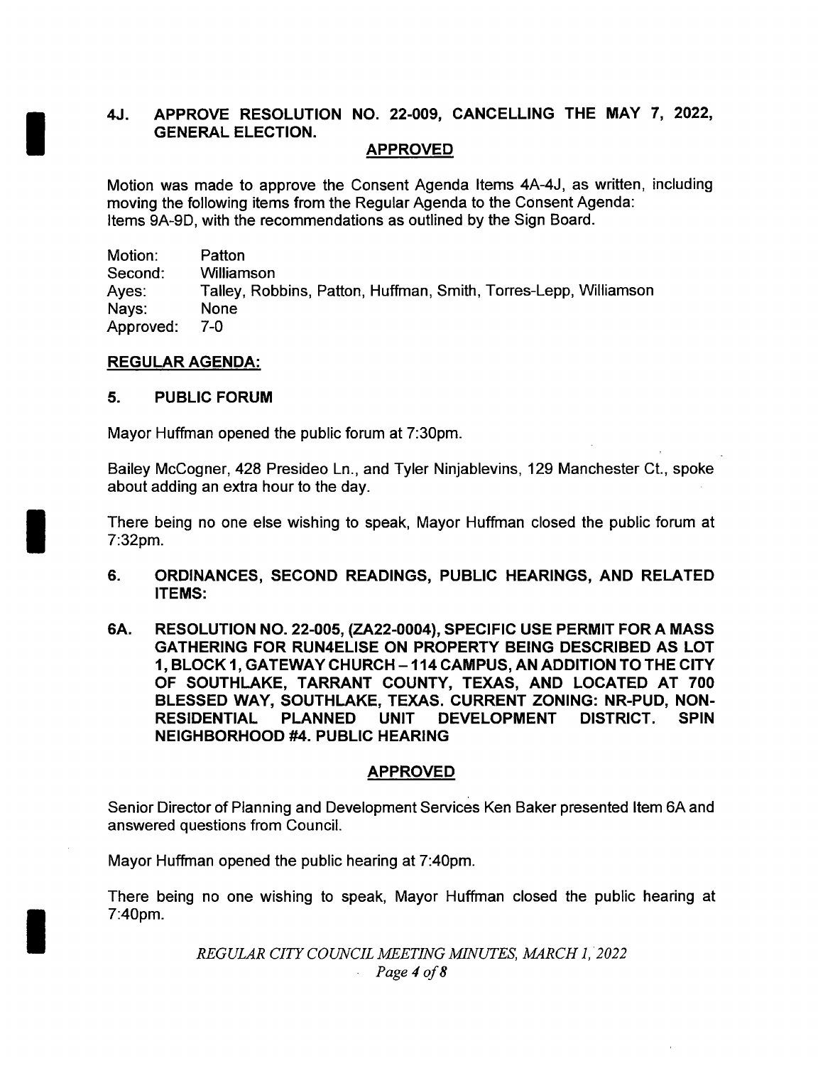## 4J. APPROVE RESOLUTION NO. 22-009, CANCELLING THE MAY 7, 2022, GENERAL ELECTION.

**APPROVED**

Motion was made to approve the Consent Agenda Items 4A-4J, as written, including moving the following items from the Regular Agenda to the Consent Agenda: Items 9A-9D, with the recommendations as outlined by the Sign Board.

| | |
|---|---|
| Motion: | Patton |
| Second: | Williamson |
| Ayes: | Talley, Robbins, Patton, Huffman, Smith, Torres-Lepp, Williamson |
| Nays: | None |
| Approved: | 7-0 |

**REGULAR AGENDA:**

## 5. PUBLIC FORUM

Mayor Huffman opened the public forum at 7:30pm.

Bailey McCogner, 428 Presideo Ln., and Tyler Ninjablevins, 129 Manchester Ct., spoke about adding an extra hour to the day.

There being no one else wishing to speak, Mayor Huffman closed the public forum at 7:32pm.

## 6. ORDINANCES, SECOND READINGS, PUBLIC HEARINGS, AND RELATED ITEMS:

## 6A. RESOLUTION NO. 22-005, (ZA22-0004), SPECIFIC USE PERMIT FOR A MASS GATHERING FOR RUN4ELISE ON PROPERTY BEING DESCRIBED AS LOT 1, BLOCK 1, GATEWAY CHURCH – 114 CAMPUS, AN ADDITION TO THE CITY OF SOUTHLAKE, TARRANT COUNTY, TEXAS, AND LOCATED AT 700 BLESSED WAY, SOUTHLAKE, TEXAS. CURRENT ZONING: NR-PUD, NON-RESIDENTIAL PLANNED UNIT DEVELOPMENT DISTRICT. SPIN NEIGHBORHOOD #4. PUBLIC HEARING

**APPROVED**

Senior Director of Planning and Development Services Ken Baker presented Item 6A and answered questions from Council.

Mayor Huffman opened the public hearing at 7:40pm.

There being no one wishing to speak, Mayor Huffman closed the public hearing at 7:40pm.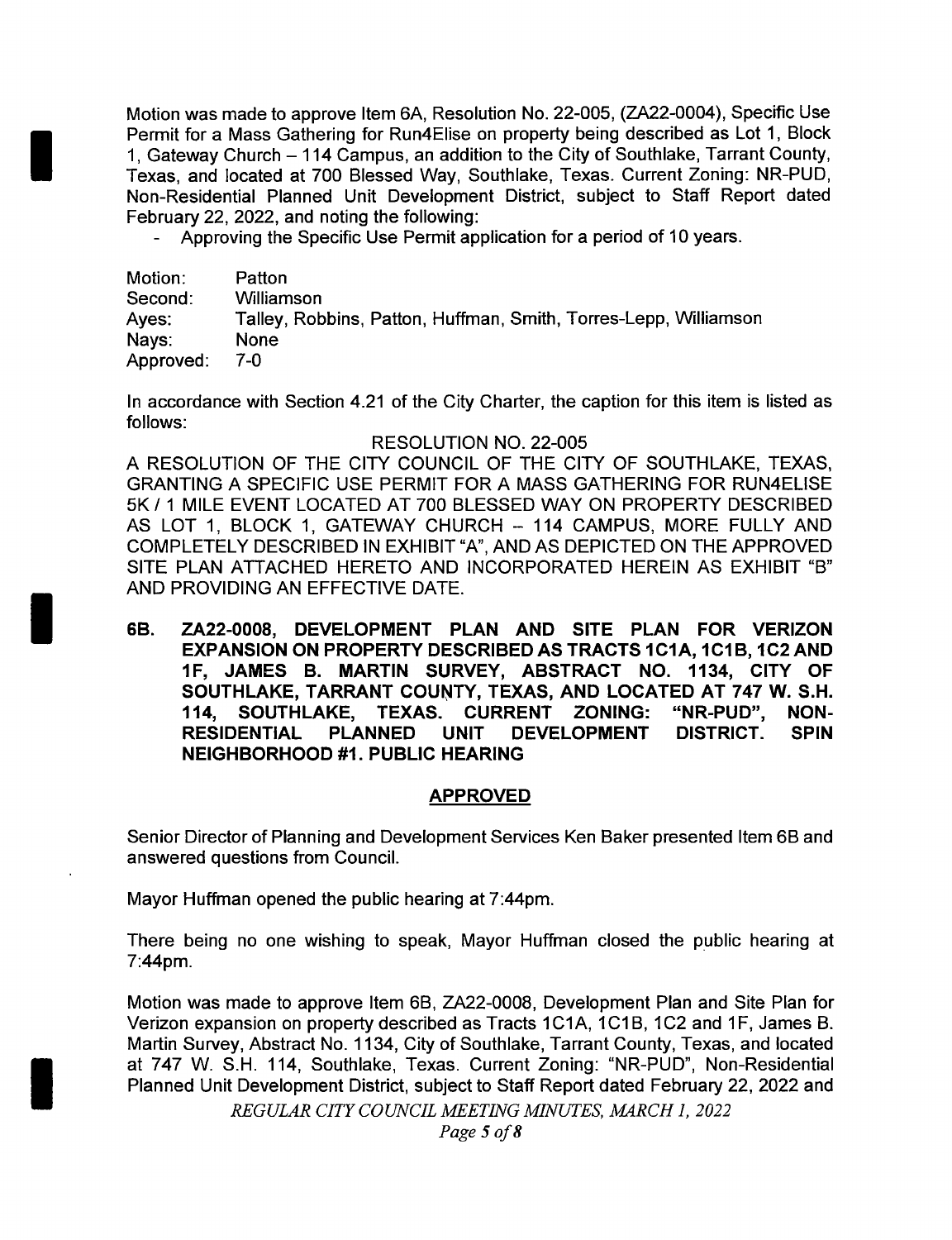Motion was made to approve Item 6A, Resolution No. 22-005, (ZA22-0004), Specific Use Permit for a Mass Gathering for Run4Elise on property being described as Lot 1, Block 1, Gateway Church – 114 Campus, an addition to the City of Southlake, Tarrant County, Texas, and located at 700 Blessed Way, Southlake, Texas. Current Zoning: NR-PUD, Non-Residential Planned Unit Development District, subject to Staff Report dated February 22, 2022, and noting the following:

- Approving the Specific Use Permit application for a period of 10 years.

Motion: Patton
Second: Williamson
Ayes: Talley, Robbins, Patton, Huffman, Smith, Torres-Lepp, Williamson
Nays: None
Approved: 7-0

In accordance with Section 4.21 of the City Charter, the caption for this item is listed as follows:

RESOLUTION NO. 22-005

A RESOLUTION OF THE CITY COUNCIL OF THE CITY OF SOUTHLAKE, TEXAS, GRANTING A SPECIFIC USE PERMIT FOR A MASS GATHERING FOR RUN4ELISE 5K / 1 MILE EVENT LOCATED AT 700 BLESSED WAY ON PROPERTY DESCRIBED AS LOT 1, BLOCK 1, GATEWAY CHURCH – 114 CAMPUS, MORE FULLY AND COMPLETELY DESCRIBED IN EXHIBIT "A", AND AS DEPICTED ON THE APPROVED SITE PLAN ATTACHED HERETO AND INCORPORATED HEREIN AS EXHIBIT "B" AND PROVIDING AN EFFECTIVE DATE.

**6B. ZA22-0008, DEVELOPMENT PLAN AND SITE PLAN FOR VERIZON EXPANSION ON PROPERTY DESCRIBED AS TRACTS 1C1A, 1C1B, 1C2 AND 1F, JAMES B. MARTIN SURVEY, ABSTRACT NO. 1134, CITY OF SOUTHLAKE, TARRANT COUNTY, TEXAS, AND LOCATED AT 747 W. S.H. 114, SOUTHLAKE, TEXAS. CURRENT ZONING: "NR-PUD", NON-RESIDENTIAL PLANNED UNIT DEVELOPMENT DISTRICT. SPIN NEIGHBORHOOD #1. PUBLIC HEARING**

**APPROVED**

Senior Director of Planning and Development Services Ken Baker presented Item 6B and answered questions from Council.

Mayor Huffman opened the public hearing at 7:44pm.

There being no one wishing to speak, Mayor Huffman closed the public hearing at 7:44pm.

Motion was made to approve Item 6B, ZA22-0008, Development Plan and Site Plan for Verizon expansion on property described as Tracts 1C1A, 1C1B, 1C2 and 1F, James B. Martin Survey, Abstract No. 1134, City of Southlake, Tarrant County, Texas, and located at 747 W. S.H. 114, Southlake, Texas. Current Zoning: "NR-PUD", Non-Residential Planned Unit Development District, subject to Staff Report dated February 22, 2022 and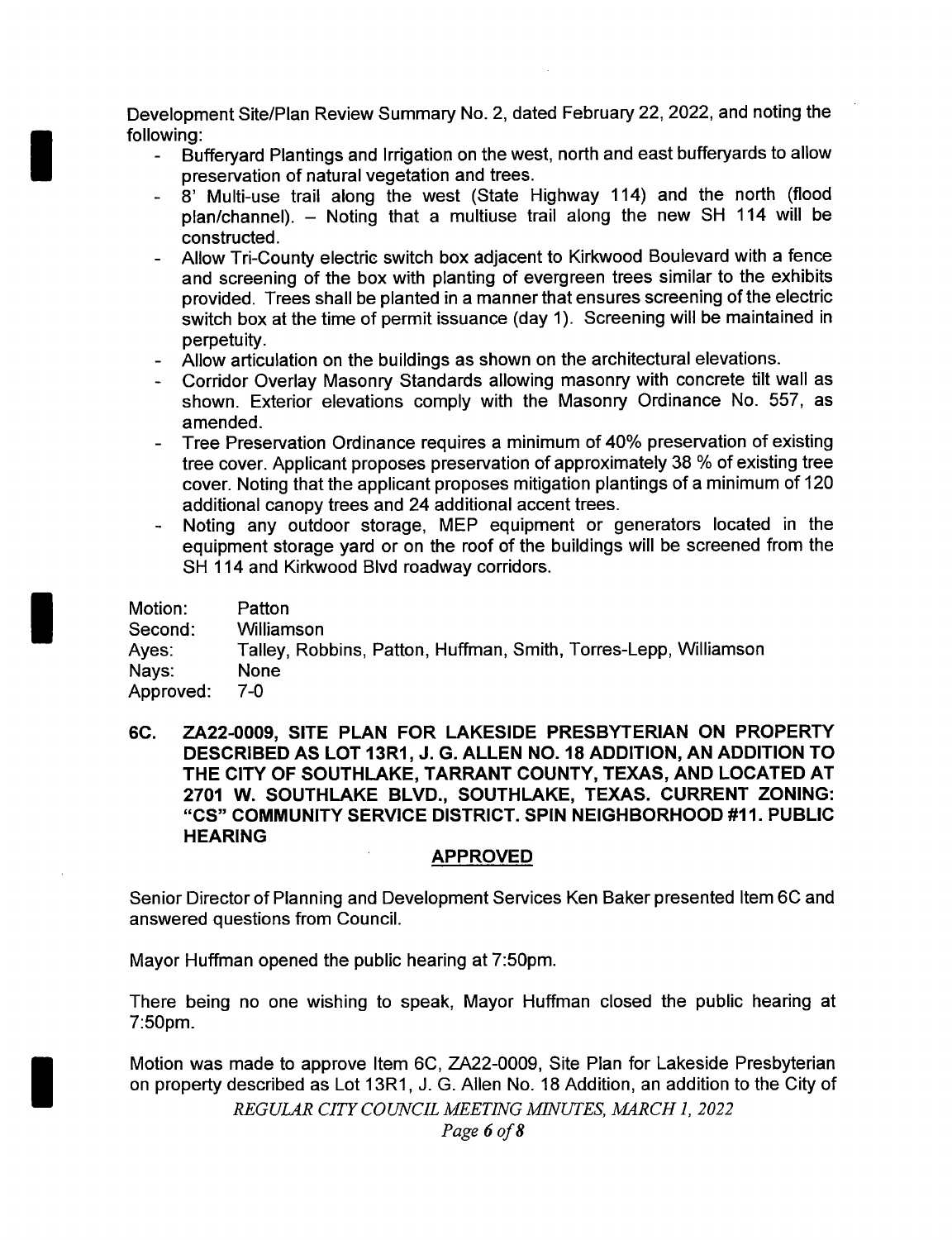Development Site/Plan Review Summary No. 2, dated February 22, 2022, and noting the following:

- Bufferyard Plantings and Irrigation on the west, north and east bufferyards to allow preservation of natural vegetation and trees.
- 8' Multi-use trail along the west (State Highway 114) and the north (flood plan/channel). – Noting that a multiuse trail along the new SH 114 will be constructed.
- Allow Tri-County electric switch box adjacent to Kirkwood Boulevard with a fence and screening of the box with planting of evergreen trees similar to the exhibits provided. Trees shall be planted in a manner that ensures screening of the electric switch box at the time of permit issuance (day 1). Screening will be maintained in perpetuity.
- Allow articulation on the buildings as shown on the architectural elevations.
- Corridor Overlay Masonry Standards allowing masonry with concrete tilt wall as shown. Exterior elevations comply with the Masonry Ordinance No. 557, as amended.
- Tree Preservation Ordinance requires a minimum of 40% preservation of existing tree cover. Applicant proposes preservation of approximately 38 % of existing tree cover. Noting that the applicant proposes mitigation plantings of a minimum of 120 additional canopy trees and 24 additional accent trees.
- Noting any outdoor storage, MEP equipment or generators located in the equipment storage yard or on the roof of the buildings will be screened from the SH 114 and Kirkwood Blvd roadway corridors.

Motion: Patton
Second: Williamson
Ayes: Talley, Robbins, Patton, Huffman, Smith, Torres-Lepp, Williamson
Nays: None
Approved: 7-0

**6C. ZA22-0009, SITE PLAN FOR LAKESIDE PRESBYTERIAN ON PROPERTY DESCRIBED AS LOT 13R1, J. G. ALLEN NO. 18 ADDITION, AN ADDITION TO THE CITY OF SOUTHLAKE, TARRANT COUNTY, TEXAS, AND LOCATED AT 2701 W. SOUTHLAKE BLVD., SOUTHLAKE, TEXAS. CURRENT ZONING: "CS" COMMUNITY SERVICE DISTRICT. SPIN NEIGHBORHOOD #11. PUBLIC HEARING**

**APPROVED**

Senior Director of Planning and Development Services Ken Baker presented Item 6C and answered questions from Council.

Mayor Huffman opened the public hearing at 7:50pm.

There being no one wishing to speak, Mayor Huffman closed the public hearing at 7:50pm.

Motion was made to approve Item 6C, ZA22-0009, Site Plan for Lakeside Presbyterian on property described as Lot 13R1, J. G. Allen No. 18 Addition, an addition to the City of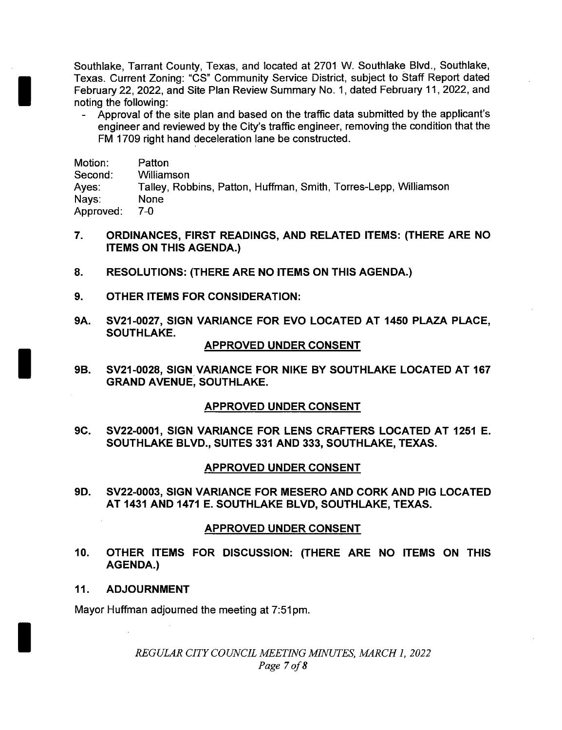Southlake, Tarrant County, Texas, and located at 2701 W. Southlake Blvd., Southlake, Texas. Current Zoning: "CS" Community Service District, subject to Staff Report dated February 22, 2022, and Site Plan Review Summary No. 1, dated February 11, 2022, and noting the following:

- Approval of the site plan and based on the traffic data submitted by the applicant's engineer and reviewed by the City's traffic engineer, removing the condition that the FM 1709 right hand deceleration lane be constructed.

Motion: Patton
Second: Williamson
Ayes: Talley, Robbins, Patton, Huffman, Smith, Torres-Lepp, Williamson
Nays: None
Approved: 7-0

**7. ORDINANCES, FIRST READINGS, AND RELATED ITEMS: (THERE ARE NO ITEMS ON THIS AGENDA.)**

**8. RESOLUTIONS: (THERE ARE NO ITEMS ON THIS AGENDA.)**

**9. OTHER ITEMS FOR CONSIDERATION:**

**9A. SV21-0027, SIGN VARIANCE FOR EVO LOCATED AT 1450 PLAZA PLACE, SOUTHLAKE.**

**APPROVED UNDER CONSENT**

**9B. SV21-0028, SIGN VARIANCE FOR NIKE BY SOUTHLAKE LOCATED AT 167 GRAND AVENUE, SOUTHLAKE.**

**APPROVED UNDER CONSENT**

**9C. SV22-0001, SIGN VARIANCE FOR LENS CRAFTERS LOCATED AT 1251 E. SOUTHLAKE BLVD., SUITES 331 AND 333, SOUTHLAKE, TEXAS.**

**APPROVED UNDER CONSENT**

**9D. SV22-0003, SIGN VARIANCE FOR MESERO AND CORK AND PIG LOCATED AT 1431 AND 1471 E. SOUTHLAKE BLVD, SOUTHLAKE, TEXAS.**

**APPROVED UNDER CONSENT**

**10. OTHER ITEMS FOR DISCUSSION: (THERE ARE NO ITEMS ON THIS AGENDA.)**

**11. ADJOURNMENT**

Mayor Huffman adjourned the meeting at 7:51pm.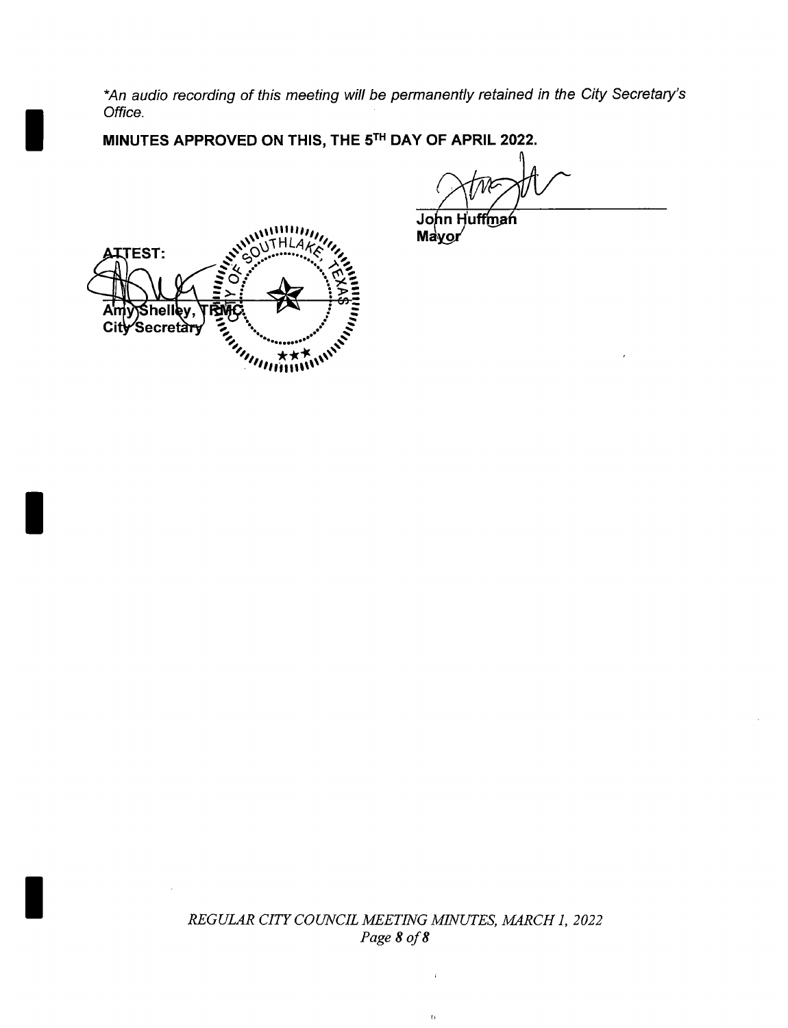*\*An audio recording of this meeting will be permanently retained in the City Secretary's Office.*

**MINUTES APPROVED ON THIS, THE 5TH DAY OF APRIL 2022.**

John Huffman
Mayor

**ATTEST:**

Amy Shelley, TRMC
City Secretary